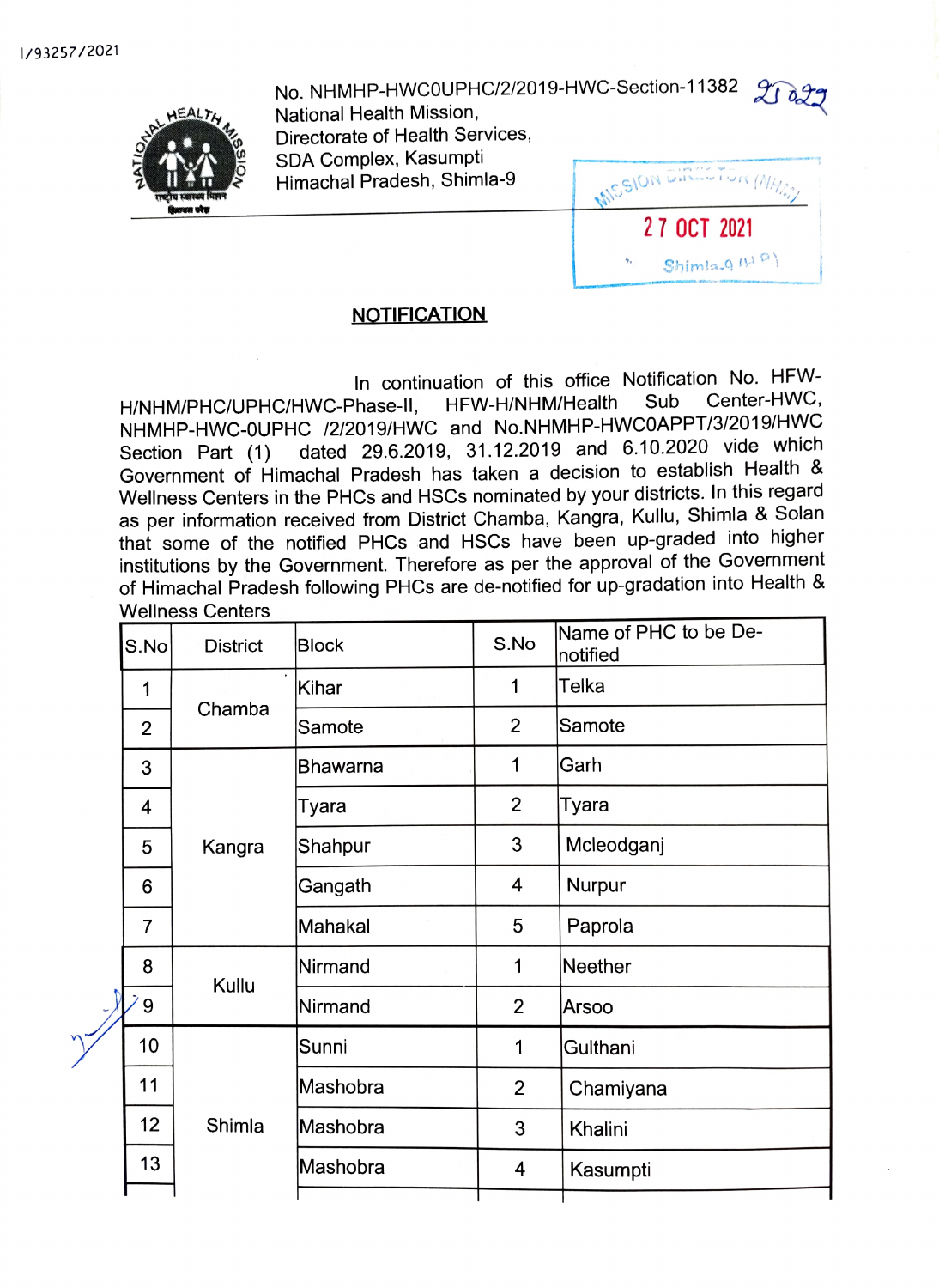I/93257/2021

No. NHMHP-HWC0UPHC/2/2019-HWC-Section-11382

National Health Mission,
Directorate of Health Services,
SDA Complex, Kasumpti
Himachal Pradesh, Shimla-9

MISSION DIRECTOR (NHM)
27 OCT 2021
Shimla-9 (H.P.)

## NOTIFICATION

In continuation of this office Notification No. HFW-H/NHM/PHC/UPHC/HWC-Phase-II, HFW-H/NHM/Health Sub Center-HWC, NHMHP-HWC-0UPHC /2/2019/HWC and No.NHMHP-HWC0APPT/3/2019/HWC Section Part (1) dated 29.6.2019, 31.12.2019 and 6.10.2020 vide which Government of Himachal Pradesh has taken a decision to establish Health & Wellness Centers in the PHCs and HSCs nominated by your districts. In this regard as per information received from District Chamba, Kangra, Kullu, Shimla & Solan that some of the notified PHCs and HSCs have been up-graded into higher institutions by the Government. Therefore as per the approval of the Government of Himachal Pradesh following PHCs are de-notified for up-gradation into Health & Wellness Centers

| S.No | District | Block | S.No | Name of PHC to be De-notified |
|---|---|---|---|---|
| 1 | Chamba | Kihar | 1 | Telka |
| 2 | | Samote | 2 | Samote |
| 3 | Kangra | Bhawarna | 1 | Garh |
| 4 | | Tyara | 2 | Tyara |
| 5 | | Shahpur | 3 | Mcleodganj |
| 6 | | Gangath | 4 | Nurpur |
| 7 | | Mahakal | 5 | Paprola |
| 8 | Kullu | Nirmand | 1 | Neether |
| 9 | | Nirmand | 2 | Arsoo |
| 10 | Shimla | Sunni | 1 | Gulthani |
| 11 | | Mashobra | 2 | Chamiyana |
| 12 | | Mashobra | 3 | Khalini |
| 13 | | Mashobra | 4 | Kasumpti |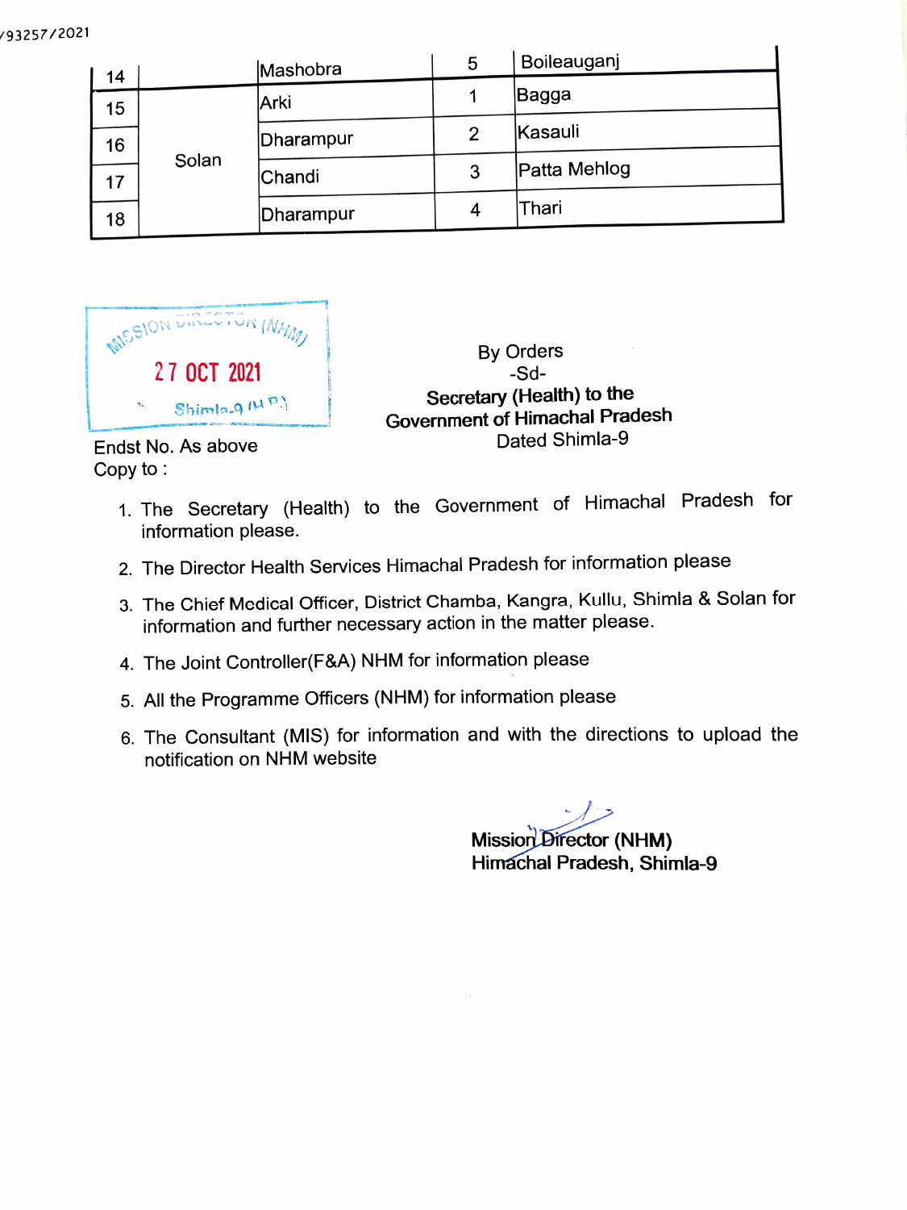/93257/2021

| | | | | |
|---|---|---|---|---|
| 14 | | Mashobra | 5 | Boileauganj |
| 15 | Solan | Arki | 1 | Bagga |
| 16 | | Dharampur | 2 | Kasauli |
| 17 | | Chandi | 3 | Patta Mehlog |
| 18 | | Dharampur | 4 | Thari |

MISSION DIRECTOR (NHM)
27 OCT 2021
Shimla-9 (H.P.)

By Orders
-Sd-
**Secretary (Health) to the Government of Himachal Pradesh**
Dated Shimla-9

Endst No. As above
Copy to :

1. The Secretary (Health) to the Government of Himachal Pradesh for information please.
2. The Director Health Services Himachal Pradesh for information please
3. The Chief Medical Officer, District Chamba, Kangra, Kullu, Shimla & Solan for information and further necessary action in the matter please.
4. The Joint Controller(F&A) NHM for information please
5. All the Programme Officers (NHM) for information please
6. The Consultant (MIS) for information and with the directions to upload the notification on NHM website

**Mission Director (NHM)**
**Himachal Pradesh, Shimla-9**